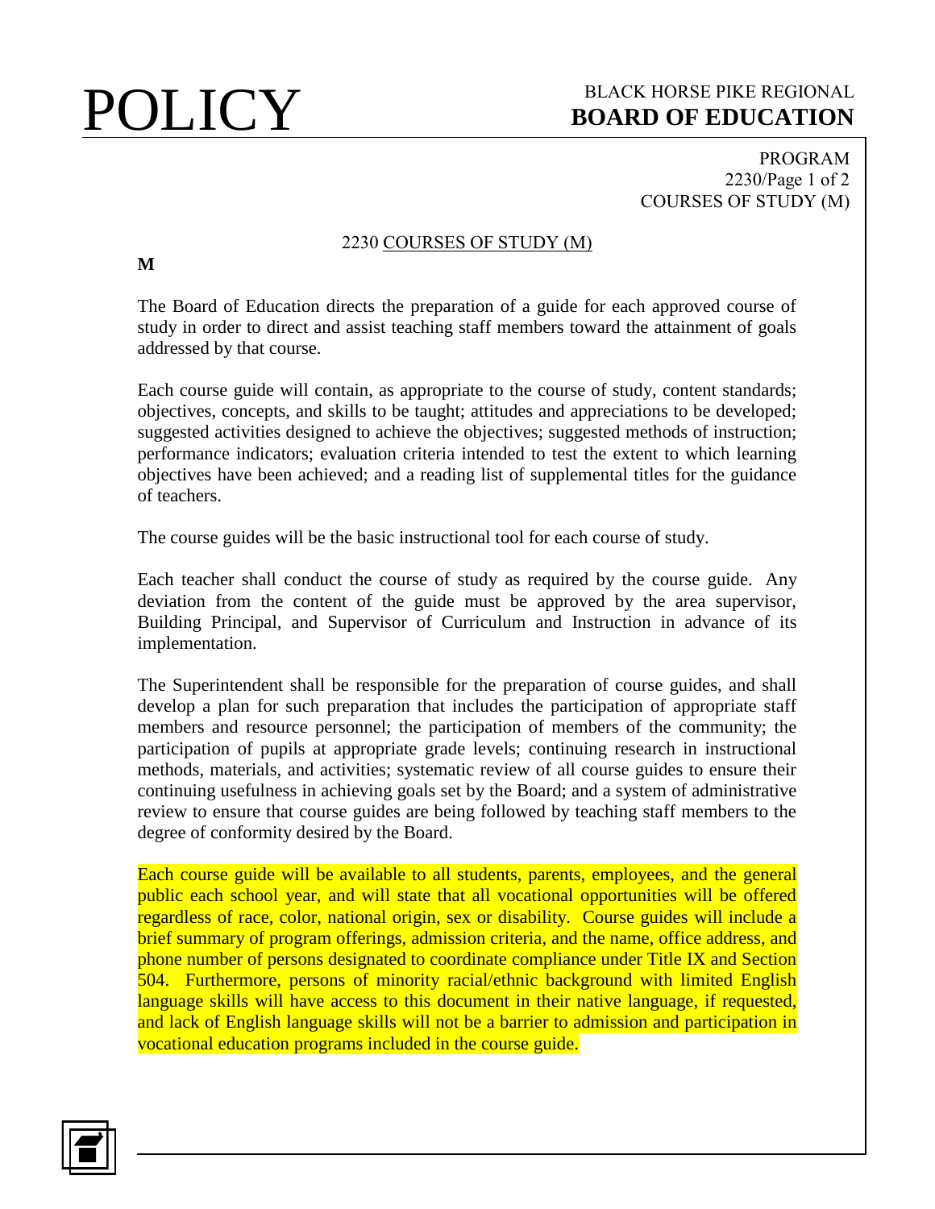# POLICY

BLACK HORSE PIKE REGIONAL
**BOARD OF EDUCATION**

PROGRAM
2230/Page 1 of 2
COURSES OF STUDY (M)

## 2230 COURSES OF STUDY (M)

**M**

The Board of Education directs the preparation of a guide for each approved course of study in order to direct and assist teaching staff members toward the attainment of goals addressed by that course.

Each course guide will contain, as appropriate to the course of study, content standards; objectives, concepts, and skills to be taught; attitudes and appreciations to be developed; suggested activities designed to achieve the objectives; suggested methods of instruction; performance indicators; evaluation criteria intended to test the extent to which learning objectives have been achieved; and a reading list of supplemental titles for the guidance of teachers.

The course guides will be the basic instructional tool for each course of study.

Each teacher shall conduct the course of study as required by the course guide. Any deviation from the content of the guide must be approved by the area supervisor, Building Principal, and Supervisor of Curriculum and Instruction in advance of its implementation.

The Superintendent shall be responsible for the preparation of course guides, and shall develop a plan for such preparation that includes the participation of appropriate staff members and resource personnel; the participation of members of the community; the participation of pupils at appropriate grade levels; continuing research in instructional methods, materials, and activities; systematic review of all course guides to ensure their continuing usefulness in achieving goals set by the Board; and a system of administrative review to ensure that course guides are being followed by teaching staff members to the degree of conformity desired by the Board.

Each course guide will be available to all students, parents, employees, and the general public each school year, and will state that all vocational opportunities will be offered regardless of race, color, national origin, sex or disability. Course guides will include a brief summary of program offerings, admission criteria, and the name, office address, and phone number of persons designated to coordinate compliance under Title IX and Section 504. Furthermore, persons of minority racial/ethnic background with limited English language skills will have access to this document in their native language, if requested, and lack of English language skills will not be a barrier to admission and participation in vocational education programs included in the course guide.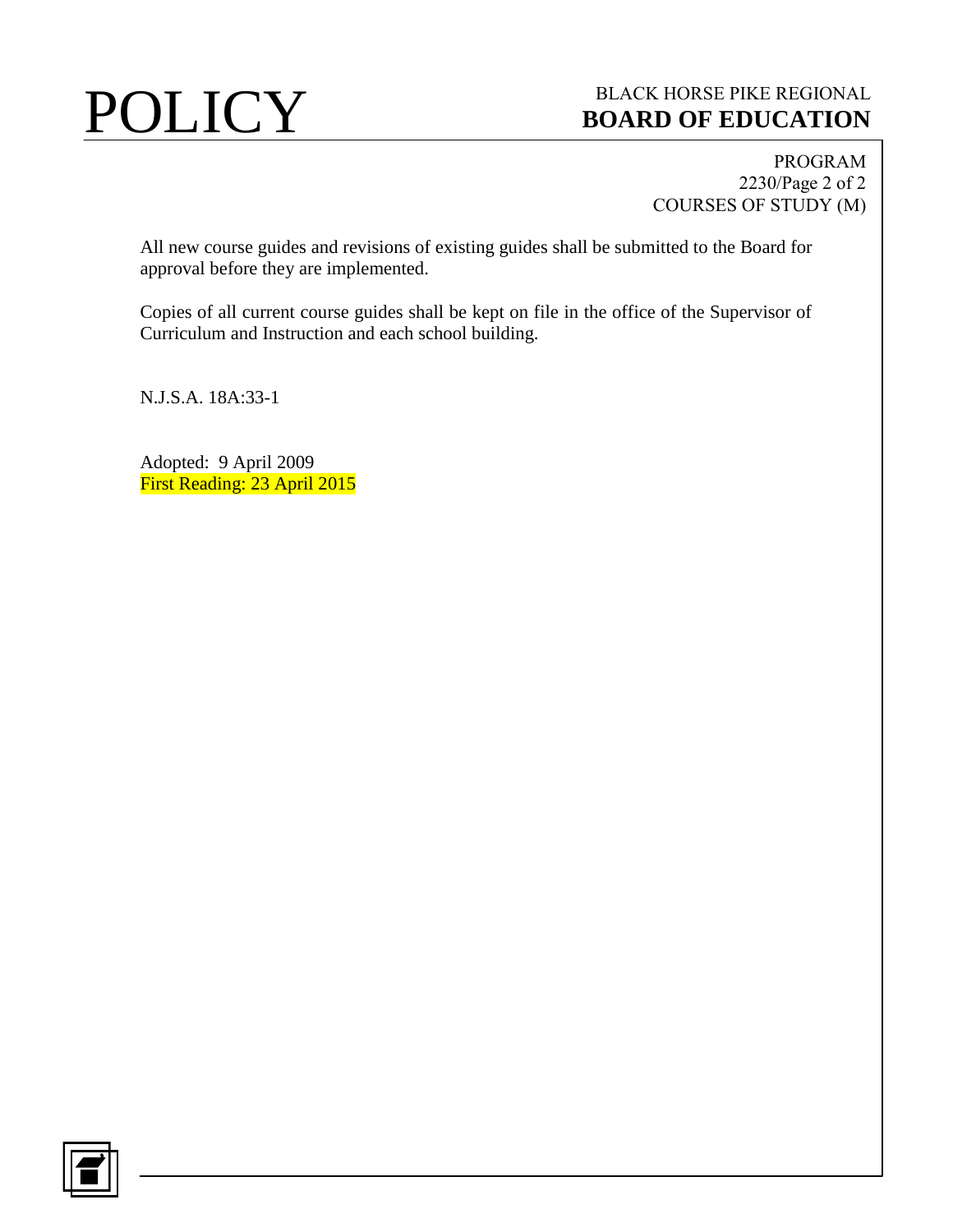All new course guides and revisions of existing guides shall be submitted to the Board for approval before they are implemented.

Copies of all current course guides shall be kept on file in the office of the Supervisor of Curriculum and Instruction and each school building.

N.J.S.A. 18A:33-1

Adopted: 9 April 2009
First Reading: 23 April 2015